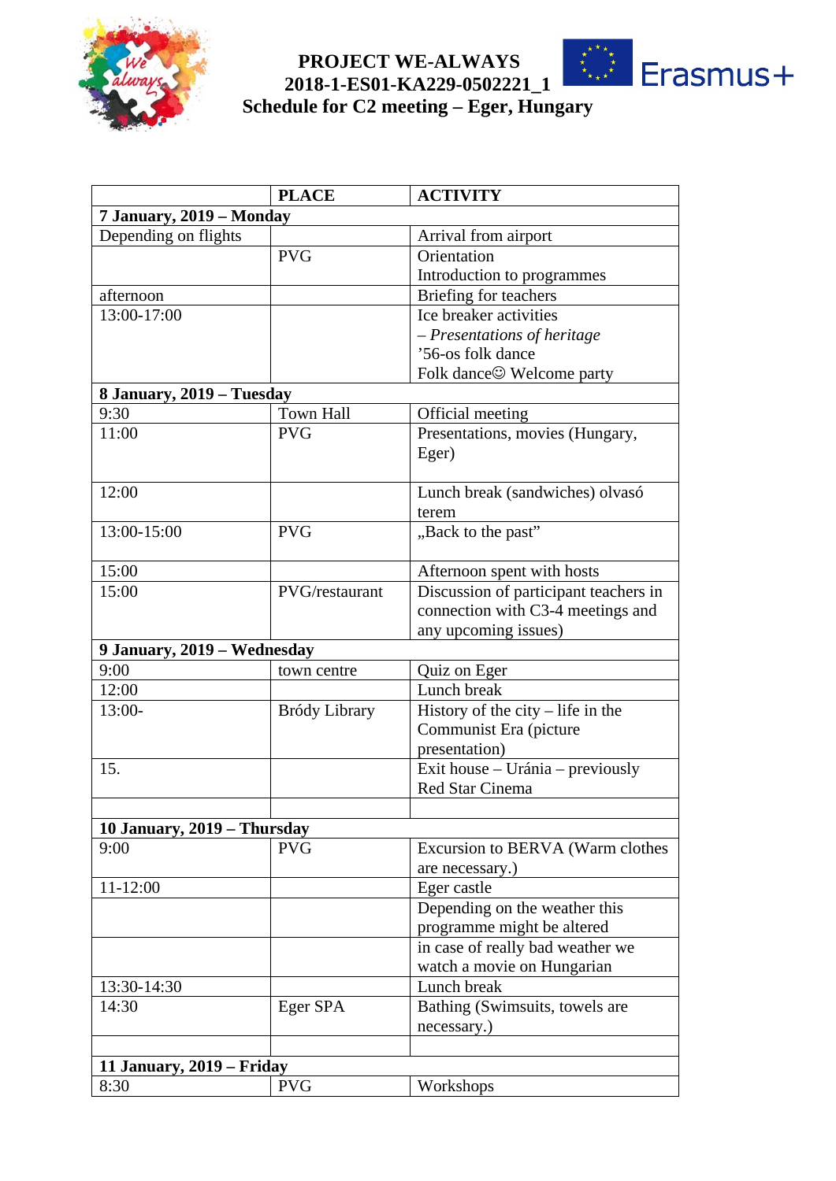**PROJECT WE-ALWAYS**
**2018-1-ES01-KA229-0502221_1**
**Schedule for C2 meeting – Eger, Hungary**

| | PLACE | ACTIVITY |
|---|---|---|
| **7 January, 2019 – Monday** | | |
| Depending on flights | | Arrival from airport |
| | PVG | Orientation<br>Introduction to programmes |
| afternoon | | Briefing for teachers |
| 13:00-17:00 | | Ice breaker activities<br>– *Presentations of heritage*<br>'56-os folk dance<br>Folk dance☺ Welcome party |
| **8 January, 2019 – Tuesday** | | |
| 9:30 | Town Hall | Official meeting |
| 11:00 | PVG | Presentations, movies (Hungary, Eger) |
| 12:00 | | Lunch break (sandwiches) olvasó terem |
| 13:00-15:00 | PVG | „Back to the past" |
| 15:00 | | Afternoon spent with hosts |
| 15:00 | PVG/restaurant | Discussion of participant teachers in connection with C3-4 meetings and any upcoming issues) |
| **9 January, 2019 – Wednesday** | | |
| 9:00 | town centre | Quiz on Eger |
| 12:00 | | Lunch break |
| 13:00- | Bródy Library | History of the city – life in the Communist Era (picture presentation) |
| 15. | | Exit house – Uránia – previously Red Star Cinema |
| | | |
| **10 January, 2019 – Thursday** | | |
| 9:00 | PVG | Excursion to BERVA (Warm clothes are necessary.) |
| 11-12:00 | | Eger castle |
| | | Depending on the weather this programme might be altered |
| | | in case of really bad weather we watch a movie on Hungarian |
| 13:30-14:30 | | Lunch break |
| 14:30 | Eger SPA | Bathing (Swimsuits, towels are necessary.) |
| | | |
| **11 January, 2019 – Friday** | | |
| 8:30 | PVG | Workshops |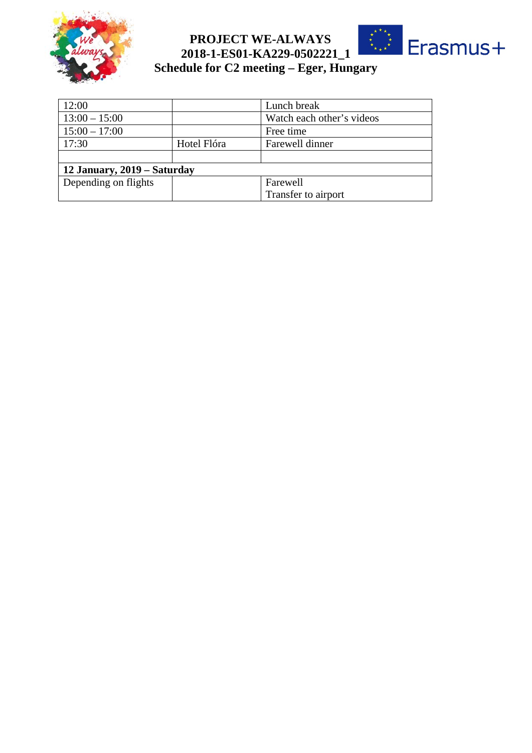**PROJECT WE-ALWAYS**
**2018-1-ES01-KA229-0502221_1**
**Schedule for C2 meeting – Eger, Hungary**

| | | |
|---|---|---|
| 12:00 | | Lunch break |
| 13:00 – 15:00 | | Watch each other's videos |
| 15:00 – 17:00 | | Free time |
| 17:30 | Hotel Flóra | Farewell dinner |
| | | |
| **12 January, 2019 – Saturday** | | |
| Depending on flights | | Farewell<br>Transfer to airport |